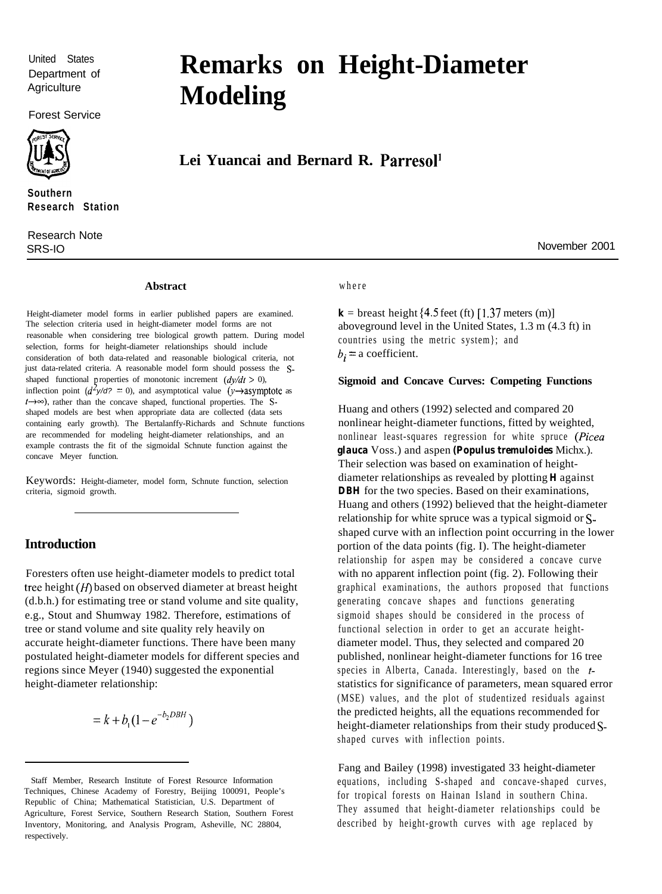United States Department of Agriculture

Forest Service

Southern Research Station

Research Note SRS-IO

November 2001

# Remarks on Height-Diameter Modeling

**Lei Yuancai and Bernard R. Parresol**[1]

## Abstract

Height-diameter model forms in earlier published papers are examined. The selection criteria used in height-diameter model forms are not reasonable when considering tree biological growth pattern. During model selection, forms for height-diameter relationships should include consideration of both data-related and reasonable biological criteria, not just data-related criteria. A reasonable model form should possess the S-shaped functional properties of monotonic increment ($dy/dt > 0$), inflection point ($d^2y/dt^2 = 0$), and asymptotical value ($y \rightarrow$ asymptote as $t \rightarrow \infty$), rather than the concave shaped, functional properties. The S-shaped models are best when appropriate data are collected (data sets containing early growth). The Bertalanffy-Richards and Schnute functions are recommended for modeling height-diameter relationships, and an example contrasts the fit of the sigmoidal Schnute function against the concave Meyer function.

Keywords: Height-diameter, model form, Schnute function, selection criteria, sigmoid growth.

## Introduction

Foresters often use height-diameter models to predict total tree height ($H$) based on observed diameter at breast height (d.b.h.) for estimating tree or stand volume and site quality, e.g., Stout and Shumway 1982. Therefore, estimations of tree or stand volume and site quality rely heavily on accurate height-diameter functions. There have been many postulated height-diameter models for different species and regions since Meyer (1940) suggested the exponential height-diameter relationship:

$$= k + b_1(1 - e^{-b_2 DBH})$$

where

**k** = breast height {4.5 feet (ft) [1.37 meters (m)] aboveground level in the United States, 1.3 m (4.3 ft) in countries using the metric system}; and
$b_i$ = a coefficient.

### Sigmoid and Concave Curves: Competing Functions

Huang and others (1992) selected and compared 20 nonlinear height-diameter functions, fitted by weighted, nonlinear least-squares regression for white spruce (*Picea glauca* Voss.) and aspen (***Populus tremuloides*** Michx.). Their selection was based on examination of height-diameter relationships as revealed by plotting **H** against **DBH** for the two species. Based on their examinations, Huang and others (1992) believed that the height-diameter relationship for white spruce was a typical sigmoid or S-shaped curve with an inflection point occurring in the lower portion of the data points (fig. I). The height-diameter relationship for aspen may be considered a concave curve with no apparent inflection point (fig. 2). Following their graphical examinations, the authors proposed that functions generating concave shapes and functions generating sigmoid shapes should be considered in the process of functional selection in order to get an accurate height-diameter model. Thus, they selected and compared 20 published, nonlinear height-diameter functions for 16 tree species in Alberta, Canada. Interestingly, based on the $t$-statistics for significance of parameters, mean squared error (MSE) values, and the plot of studentized residuals against the predicted heights, all the equations recommended for height-diameter relationships from their study produced S-shaped curves with inflection points.

Fang and Bailey (1998) investigated 33 height-diameter equations, including S-shaped and concave-shaped curves, for tropical forests on Hainan Island in southern China. They assumed that height-diameter relationships could be described by height-growth curves with age replaced by

---

[1] Staff Member, Research Institute of Forest Resource Information Techniques, Chinese Academy of Forestry, Beijing 100091, People's Republic of China; Mathematical Statistician, U.S. Department of Agriculture, Forest Service, Southern Research Station, Southern Forest Inventory, Monitoring, and Analysis Program, Asheville, NC 28804, respectively.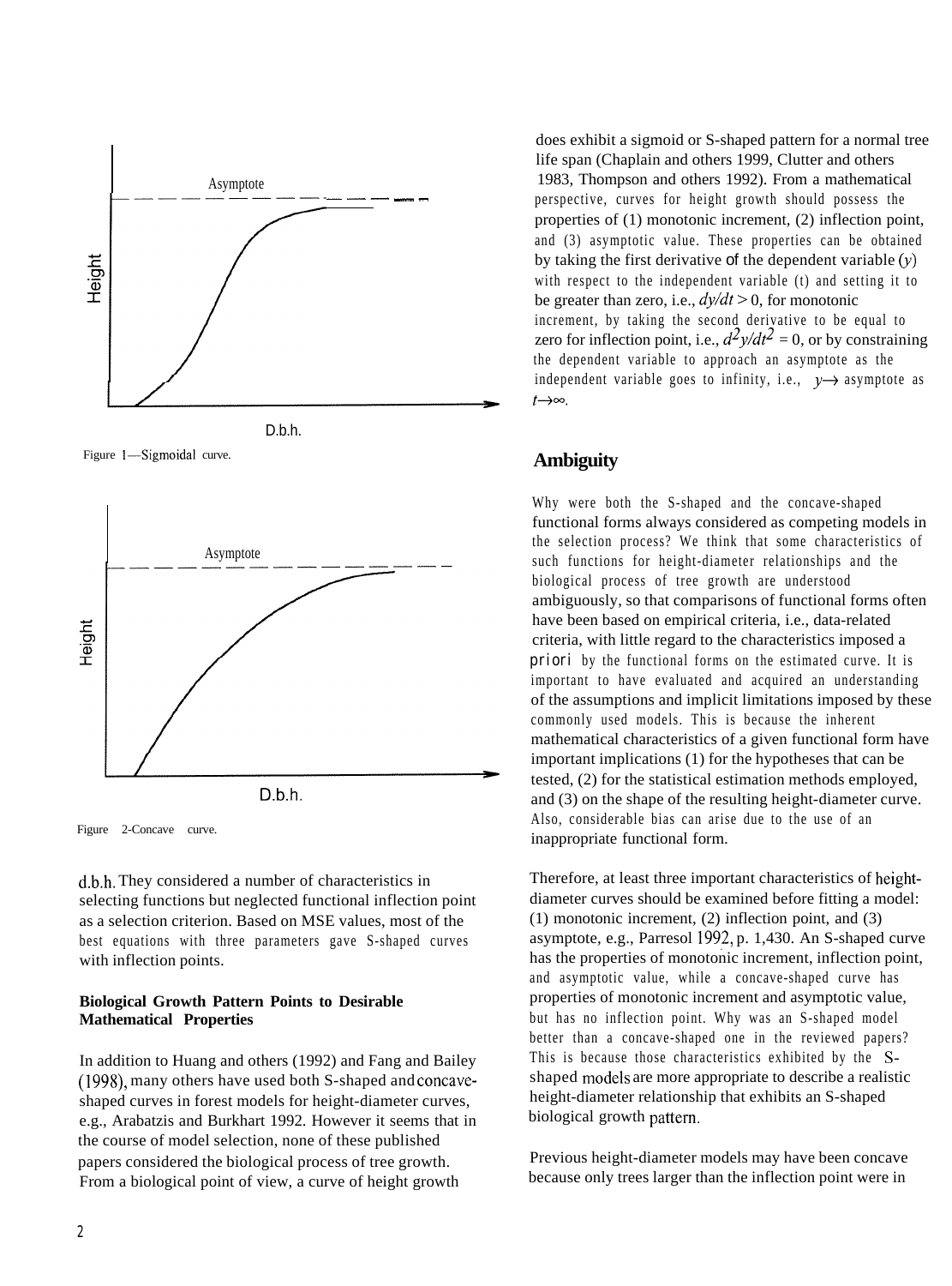Figure 1—Sigmoidal curve.

Figure 2-Concave curve.

d.b.h. They considered a number of characteristics in selecting functions but neglected functional inflection point as a selection criterion. Based on MSE values, most of the best equations with three parameters gave S-shaped curves with inflection points.

**Biological Growth Pattern Points to Desirable Mathematical Properties**

In addition to Huang and others (1992) and Fang and Bailey (1998), many others have used both S-shaped and concave-shaped curves in forest models for height-diameter curves, e.g., Arabatzis and Burkhart 1992. However it seems that in the course of model selection, none of these published papers considered the biological process of tree growth. From a biological point of view, a curve of height growth does exhibit a sigmoid or S-shaped pattern for a normal tree life span (Chaplain and others 1999, Clutter and others 1983, Thompson and others 1992). From a mathematical perspective, curves for height growth should possess the properties of (1) monotonic increment, (2) inflection point, and (3) asymptotic value. These properties can be obtained by taking the first derivative of the dependent variable ($y$) with respect to the independent variable (t) and setting it to be greater than zero, i.e., $dy/dt > 0$, for monotonic increment, by taking the second derivative to be equal to zero for inflection point, i.e., $d^2y/dt^2 = 0$, or by constraining the dependent variable to approach an asymptote as the independent variable goes to infinity, i.e., $y \rightarrow$ asymptote as $t \rightarrow \infty$.

## Ambiguity

Why were both the S-shaped and the concave-shaped functional forms always considered as competing models in the selection process? We think that some characteristics of such functions for height-diameter relationships and the biological process of tree growth are understood ambiguously, so that comparisons of functional forms often have been based on empirical criteria, i.e., data-related criteria, with little regard to the characteristics imposed a *priori* by the functional forms on the estimated curve. It is important to have evaluated and acquired an understanding of the assumptions and implicit limitations imposed by these commonly used models. This is because the inherent mathematical characteristics of a given functional form have important implications (1) for the hypotheses that can be tested, (2) for the statistical estimation methods employed, and (3) on the shape of the resulting height-diameter curve. Also, considerable bias can arise due to the use of an inappropriate functional form.

Therefore, at least three important characteristics of height-diameter curves should be examined before fitting a model: (1) monotonic increment, (2) inflection point, and (3) asymptote, e.g., Parresol 1992, p. 1,430. An S-shaped curve has the properties of monotonic increment, inflection point, and asymptotic value, while a concave-shaped curve has properties of monotonic increment and asymptotic value, but has no inflection point. Why was an S-shaped model better than a concave-shaped one in the reviewed papers? This is because those characteristics exhibited by the S-shaped models are more appropriate to describe a realistic height-diameter relationship that exhibits an S-shaped biological growth pattern.

Previous height-diameter models may have been concave because only trees larger than the inflection point were in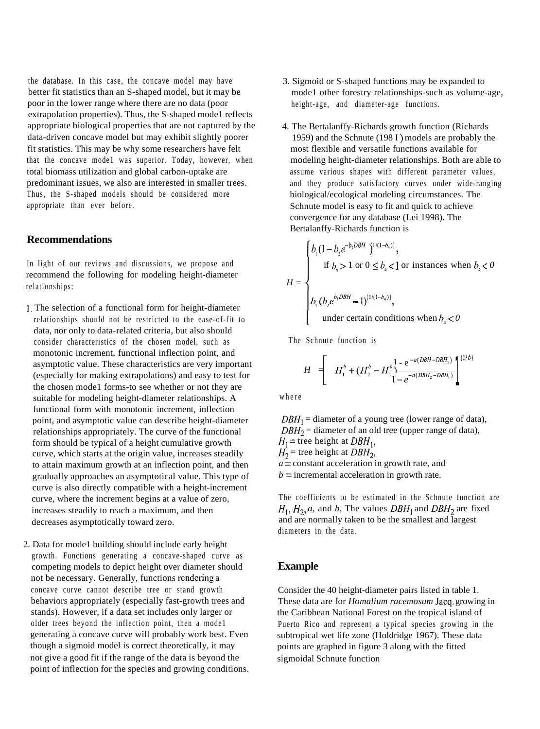the database. In this case, the concave model may have better fit statistics than an S-shaped model, but it may be poor in the lower range where there are no data (poor extrapolation properties). Thus, the S-shaped model reflects appropriate biological properties that are not captured by the data-driven concave model but may exhibit slightly poorer fit statistics. This may be why some researchers have felt that the concave model was superior. Today, however, when total biomass utilization and global carbon-uptake are predominant issues, we also are interested in smaller trees. Thus, the S-shaped models should be considered more appropriate than ever before.

## Recommendations

In light of our reviews and discussions, we propose and recommend the following for modeling height-diameter relationships:

1. The selection of a functional form for height-diameter relationships should not be restricted to the ease-of-fit to data, nor only to data-related criteria, but also should consider characteristics of the chosen model, such as monotonic increment, functional inflection point, and asymptotic value. These characteristics are very important (especially for making extrapolations) and easy to test for the chosen model forms-to see whether or not they are suitable for modeling height-diameter relationships. A functional form with monotonic increment, inflection point, and asymptotic value can describe height-diameter relationships appropriately. The curve of the functional form should be typical of a height cumulative growth curve, which starts at the origin value, increases steadily to attain maximum growth at an inflection point, and then gradually approaches an asymptotical value. This type of curve is also directly compatible with a height-increment curve, where the increment begins at a value of zero, increases steadily to reach a maximum, and then decreases asymptotically toward zero.

2. Data for model building should include early height growth. Functions generating a concave-shaped curve as competing models to depict height over diameter should not be necessary. Generally, functions rendering a concave curve cannot describe tree or stand growth behaviors appropriately (especially fast-growth trees and stands). However, if a data set includes only larger or older trees beyond the inflection point, then a model generating a concave curve will probably work best. Even though a sigmoid model is correct theoretically, it may not give a good fit if the range of the data is beyond the point of inflection for the species and growing conditions.

3. Sigmoid or S-shaped functions may be expanded to model other forestry relationships-such as volume-age, height-age, and diameter-age functions.

4. The Bertalanffy-Richards growth function (Richards 1959) and the Schnute (1981) models are probably the most flexible and versatile functions available for modeling height-diameter relationships. Both are able to assume various shapes with different parameter values, and they produce satisfactory curves under wide-ranging biological/ecological modeling circumstances. The Schnute model is easy to fit and quick to achieve convergence for any database (Lei 1998). The Bertalanffy-Richards function is

$$H = \begin{cases} b_1\left(1 - b_2 e^{-b_3 DBH}\right)^{[1/(1-b_4)]}, & \text{if } b_4 > 1 \text{ or } 0 \le b_4 < 1 \text{ or instances when } b_4 < 0 \\ b_1\left(b_2 e^{b_3 DBH} - 1\right)^{[1/(1-b_4)]}, & \text{under certain conditions when } b_4 < 0 \end{cases}$$

The Schnute function is

$$H = \left[ H_1^b + (H_2^b - H_1^b) \frac{1 - e^{-a(DBH - DBH_1)}}{1 - e^{-a(DBH_2 - DBH_1)}} \right]^{(1/b)}$$

where

$DBH_1$ = diameter of a young tree (lower range of data),
$DBH_2$ = diameter of an old tree (upper range of data),
$H_1$ = tree height at $DBH_1$,
$H_2$ = tree height at $DBH_2$,
$a$ = constant acceleration in growth rate, and
$b$ = incremental acceleration in growth rate.

The coefficients to be estimated in the Schnute function are $H_1$, $H_2$, $a$, and $b$. The values $DBH_1$ and $DBH_2$ are fixed and are normally taken to be the smallest and largest diameters in the data.

## Example

Consider the 40 height-diameter pairs listed in table 1. These data are for *Homalium racemosum* Jacq. growing in the Caribbean National Forest on the tropical island of Puerto Rico and represent a typical species growing in the subtropical wet life zone (Holdridge 1967). These data points are graphed in figure 3 along with the fitted sigmoidal Schnute function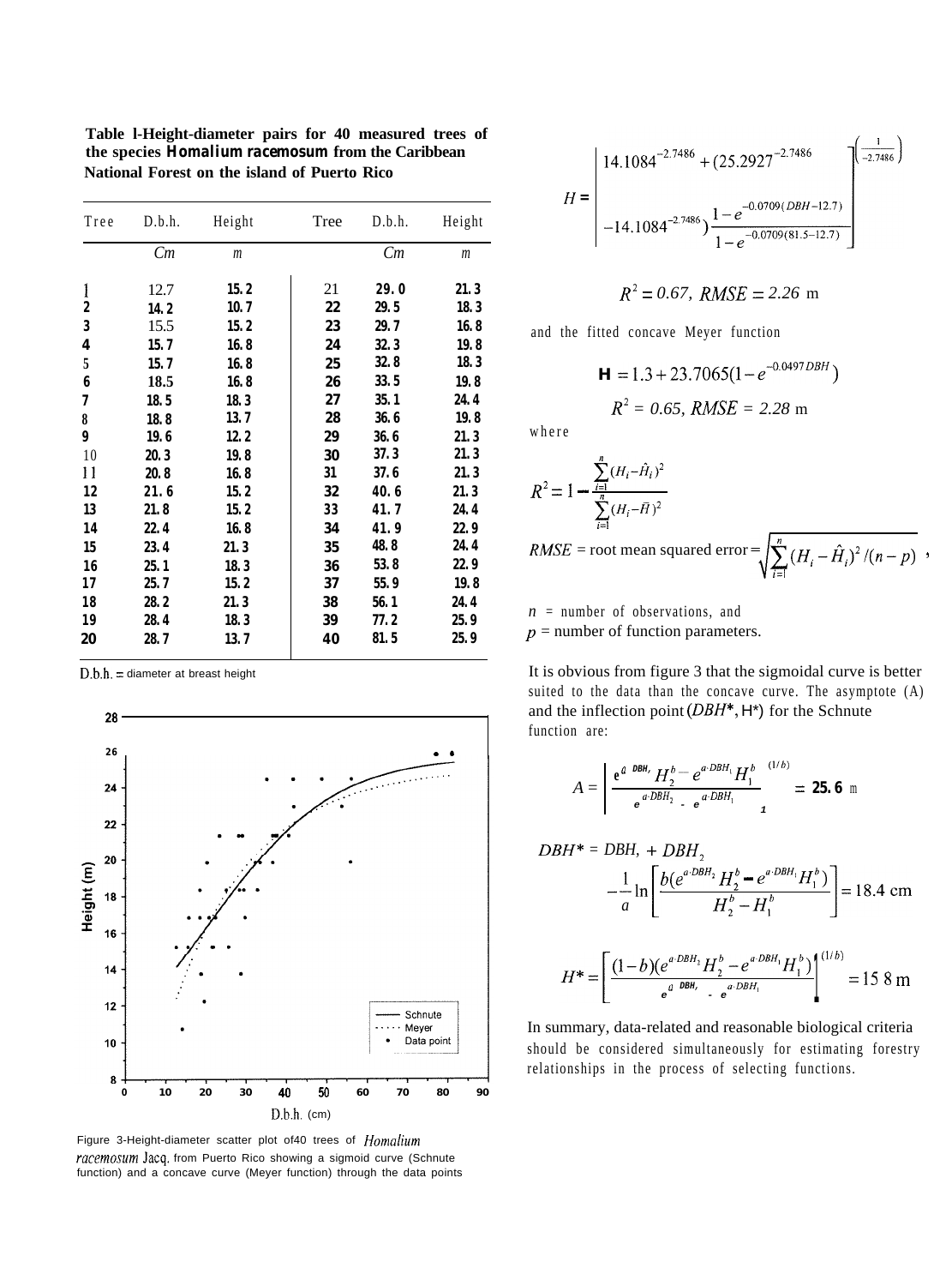**Table 1-Height-diameter pairs for 40 measured trees of the species *Homalium racemosum* from the Caribbean National Forest on the island of Puerto Rico**

| Tree | D.b.h. | Height | Tree | D.b.h. | Height |
|---|---|---|---|---|---|
| | *Cm* | *m* | | *Cm* | *m* |
| 1 | 12.7 | 15.2 | 21 | 29.0 | 21.3 |
| 2 | 14.2 | 10.7 | 22 | 29.5 | 18.3 |
| 3 | 15.5 | 15.2 | 23 | 29.7 | 16.8 |
| 4 | 15.7 | 16.8 | 24 | 32.3 | 19.8 |
| 5 | 15.7 | 16.8 | 25 | 32.8 | 18.3 |
| 6 | 18.5 | 16.8 | 26 | 33.5 | 19.8 |
| 7 | 18.5 | 18.3 | 27 | 35.1 | 24.4 |
| 8 | 18.8 | 13.7 | 28 | 36.6 | 19.8 |
| 9 | 19.6 | 12.2 | 29 | 36.6 | 21.3 |
| 10 | 20.3 | 19.8 | 30 | 37.3 | 21.3 |
| 11 | 20.8 | 16.8 | 31 | 37.6 | 21.3 |
| 12 | 21.6 | 15.2 | 32 | 40.6 | 21.3 |
| 13 | 21.8 | 15.2 | 33 | 41.7 | 24.4 |
| 14 | 22.4 | 16.8 | 34 | 41.9 | 22.9 |
| 15 | 23.4 | 21.3 | 35 | 48.8 | 24.4 |
| 16 | 25.1 | 18.3 | 36 | 53.8 | 22.9 |
| 17 | 25.7 | 15.2 | 37 | 55.9 | 19.8 |
| 18 | 28.2 | 21.3 | 38 | 56.1 | 24.4 |
| 19 | 28.4 | 18.3 | 39 | 77.2 | 25.9 |
| 20 | 28.7 | 13.7 | 40 | 81.5 | 25.9 |

D.b.h. = diameter at breast height

Figure 3-Height-diameter scatter plot of 40 trees of *Homalium racemosum* Jacq. from Puerto Rico showing a sigmoid curve (Schnute function) and a concave curve (Meyer function) through the data points

$$H = \left[ 14.1084^{-2.7486} + (25.2927^{-2.7486} - 14.1084^{-2.7486}) \frac{1 - e^{-0.0709(DBH-12.7)}}{1 - e^{-0.0709(81.5-12.7)}} \right]^{\left(\frac{1}{-2.7486}\right)}$$

$$R^2 = 0.67, \; RMSE = 2.26 \text{ m}$$

and the fitted concave Meyer function

$$H = 1.3 + 23.7065(1 - e^{-0.0497DBH})$$

$$R^2 = 0.65, \; RMSE = 2.28 \text{ m}$$

where

$$R^2 = 1 - \frac{\sum_{i=1}^{n}(H_i - \hat{H}_i)^2}{\sum_{i=1}^{n}(H_i - \bar{H})^2}$$

$$RMSE = \text{root mean squared error} = \sqrt{\sum_{i=1}^{n}(H_i - \hat{H}_i)^2/(n-p)},$$

$n$ = number of observations, and
$p$ = number of function parameters.

It is obvious from figure 3 that the sigmoidal curve is better suited to the data than the concave curve. The asymptote (A) and the inflection point ($DBH^*$, $H^*$) for the Schnute function are:

$$A = \left[ \frac{e^{a \cdot DBH_2} H_2^b - e^{a \cdot DBH_1} H_1^b}{e^{a \cdot DBH_2} - e^{a \cdot DBH_1}} \right]^{(1/b)} = 25.6 \text{ m}$$

$$DBH^* = DBH_1 + DBH_2 - \frac{1}{a} \ln \left[ \frac{b(e^{a \cdot DBH_2} H_2^b - e^{a \cdot DBH_1} H_1^b)}{H_2^b - H_1^b} \right] = 18.4 \text{ cm}$$

$$H^* = \left[ \frac{(1-b)(e^{a \cdot DBH_2} H_2^b - e^{a \cdot DBH_1} H_1^b)}{e^{a \cdot DBH_2} - e^{a \cdot DBH_1}} \right]^{(1/b)} = 15.8 \text{ m}$$

In summary, data-related and reasonable biological criteria should be considered simultaneously for estimating forestry relationships in the process of selecting functions.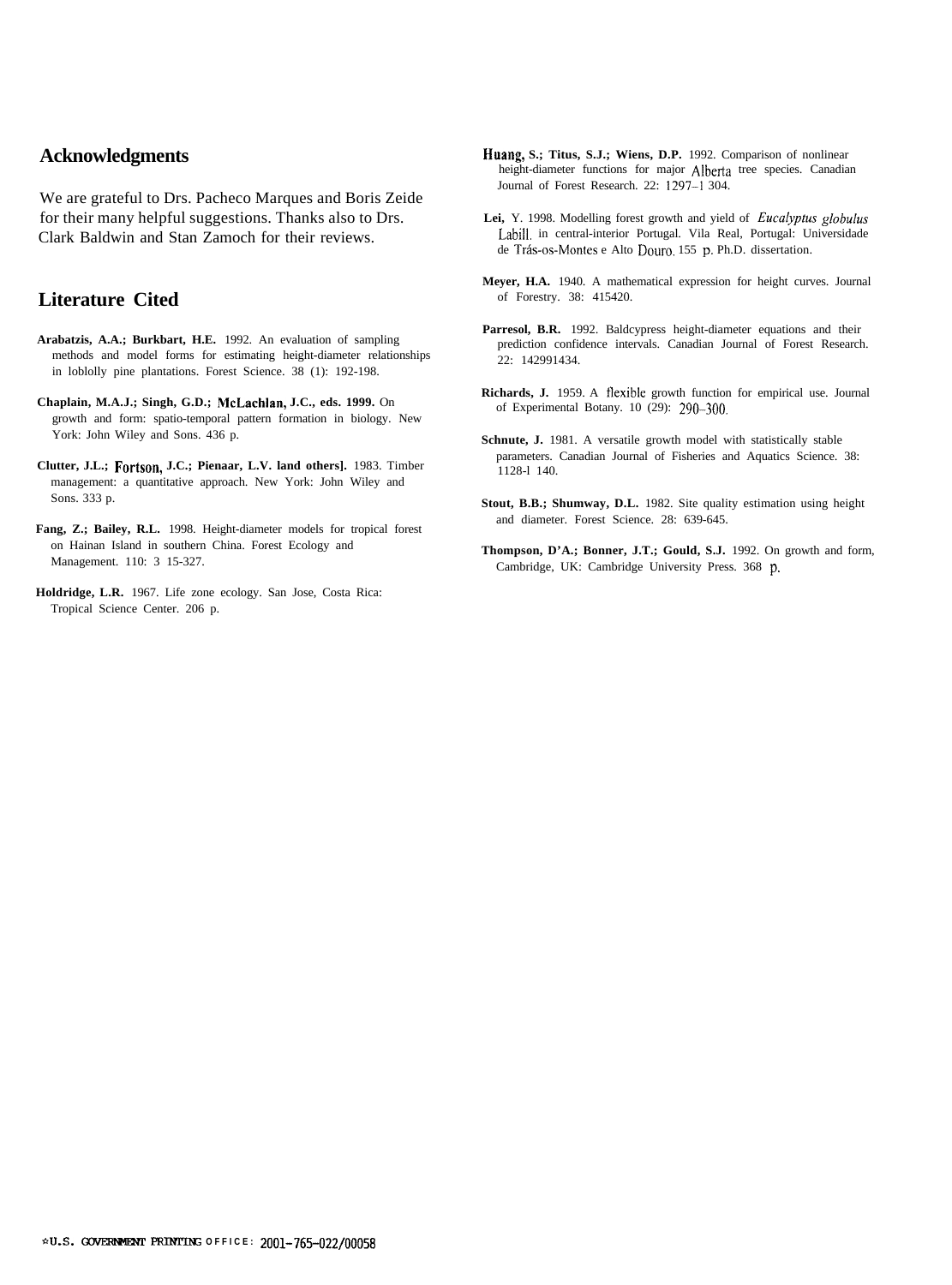## Acknowledgments

We are grateful to Drs. Pacheco Marques and Boris Zeide for their many helpful suggestions. Thanks also to Drs. Clark Baldwin and Stan Zamoch for their reviews.

## Literature Cited

**Arabatzis, A.A.; Burkbart, H.E.** 1992. An evaluation of sampling methods and model forms for estimating height-diameter relationships in loblolly pine plantations. Forest Science. 38 (1): 192-198.

**Chaplain, M.A.J.; Singh, G.D.; McLachlan, J.C., eds. 1999.** On growth and form: spatio-temporal pattern formation in biology. New York: John Wiley and Sons. 436 p.

**Clutter, J.L.; Fortson, J.C.; Pienaar, L.V. land others].** 1983. Timber management: a quantitative approach. New York: John Wiley and Sons. 333 p.

**Fang, Z.; Bailey, R.L.** 1998. Height-diameter models for tropical forest on Hainan Island in southern China. Forest Ecology and Management. 110: 3 15-327.

**Holdridge, L.R.** 1967. Life zone ecology. San Jose, Costa Rica: Tropical Science Center. 206 p.

**Huang, S.; Titus, S.J.; Wiens, D.P.** 1992. Comparison of nonlinear height-diameter functions for major Alberta tree species. Canadian Journal of Forest Research. 22: 1297–1 304.

**Lei,** Y. 1998. Modelling forest growth and yield of *Eucalyptus globulus* Labill. in central-interior Portugal. Vila Real, Portugal: Universidade de Trás-os-Montes e Alto Douro. 155 p. Ph.D. dissertation.

**Meyer, H.A.** 1940. A mathematical expression for height curves. Journal of Forestry. 38: 415420.

**Parresol, B.R.** 1992. Baldcypress height-diameter equations and their prediction confidence intervals. Canadian Journal of Forest Research. 22: 142991434.

**Richards, J.** 1959. A flexible growth function for empirical use. Journal of Experimental Botany. 10 (29): 290–300.

**Schnute, J.** 1981. A versatile growth model with statistically stable parameters. Canadian Journal of Fisheries and Aquatics Science. 38: 1128-l 140.

**Stout, B.B.; Shumway, D.L.** 1982. Site quality estimation using height and diameter. Forest Science. 28: 639-645.

**Thompson, D'A.; Bonner, J.T.; Gould, S.J.** 1992. On growth and form, Cambridge, UK: Cambridge University Press. 368 p.

☆U.S. GOVERNMENT PRINTING OFFICE: 2001-765-022/00058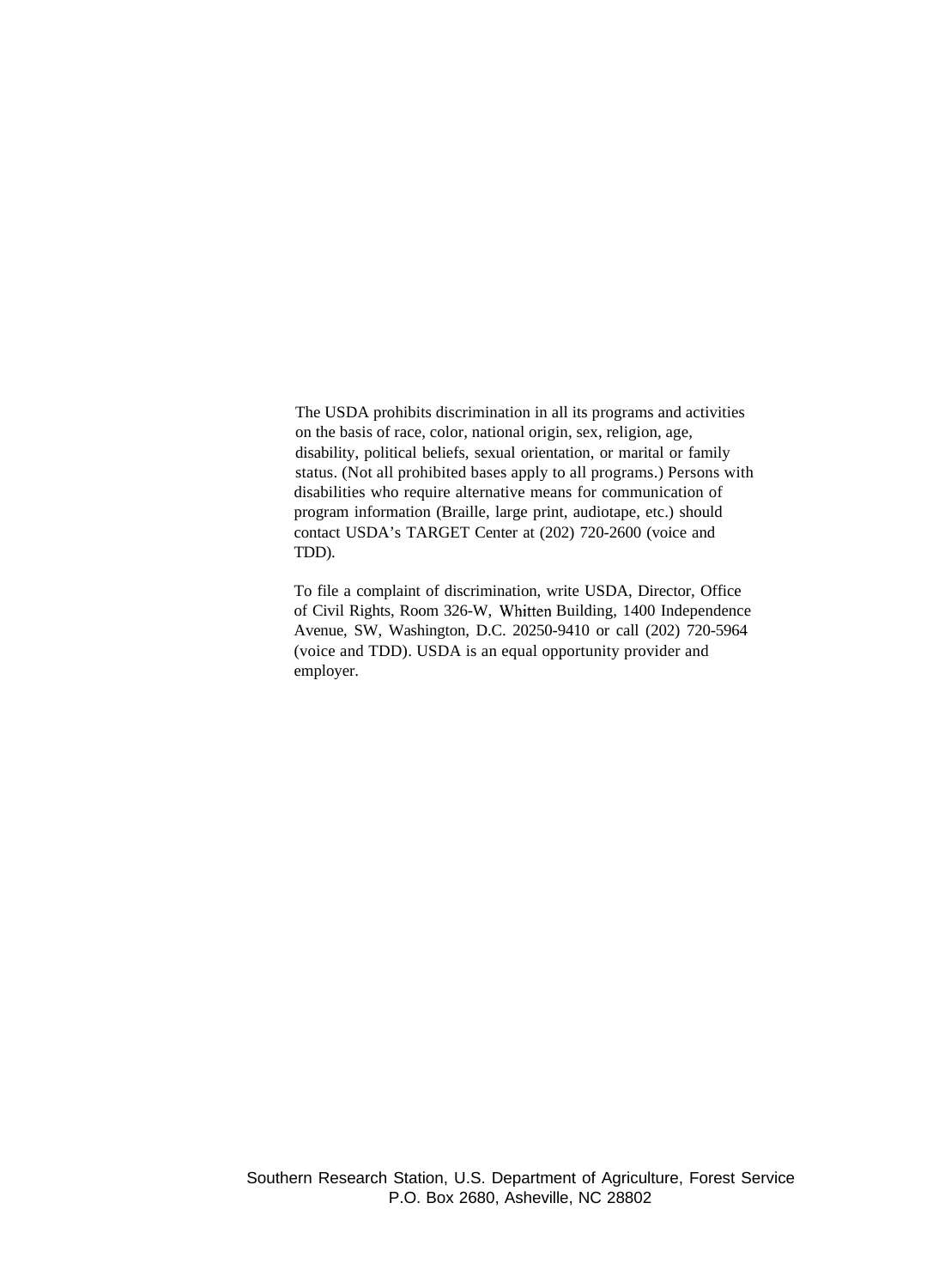The USDA prohibits discrimination in all its programs and activities on the basis of race, color, national origin, sex, religion, age, disability, political beliefs, sexual orientation, or marital or family status. (Not all prohibited bases apply to all programs.) Persons with disabilities who require alternative means for communication of program information (Braille, large print, audiotape, etc.) should contact USDA's TARGET Center at (202) 720-2600 (voice and TDD).

To file a complaint of discrimination, write USDA, Director, Office of Civil Rights, Room 326-W, Whitten Building, 1400 Independence Avenue, SW, Washington, D.C. 20250-9410 or call (202) 720-5964 (voice and TDD). USDA is an equal opportunity provider and employer.

Southern Research Station, U.S. Department of Agriculture, Forest Service
P.O. Box 2680, Asheville, NC 28802